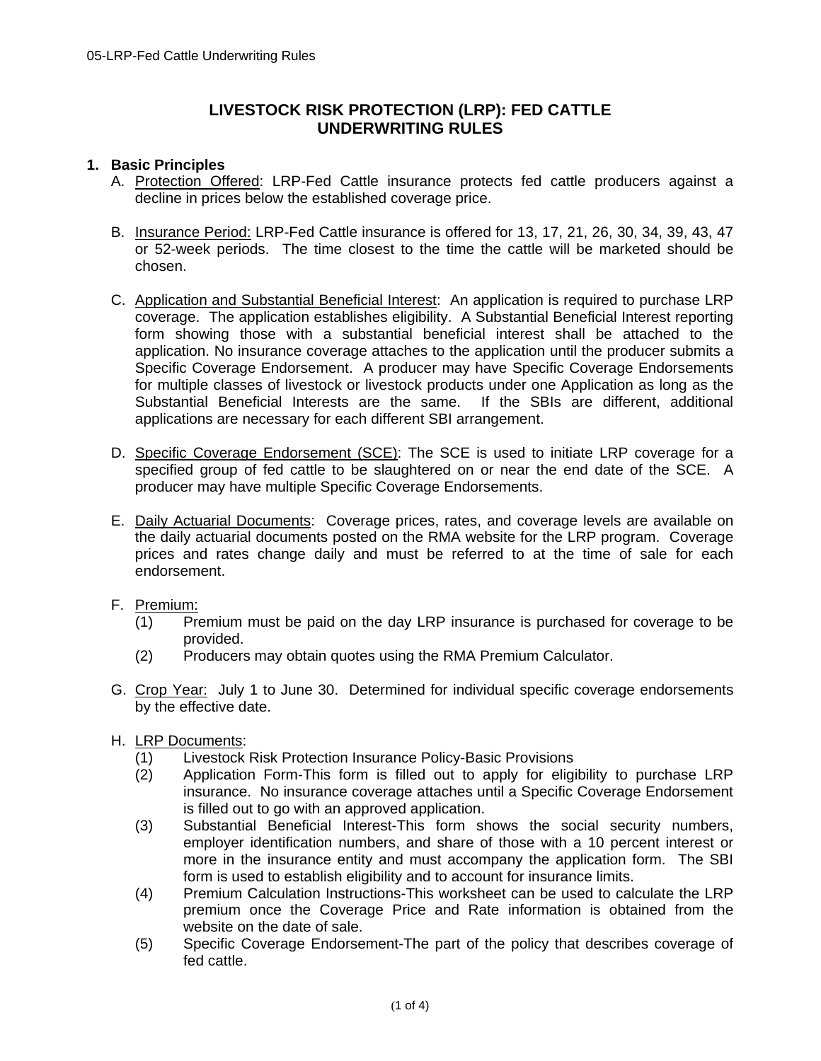# LIVESTOCK RISK PROTECTION (LRP): FED CATTLE UNDERWRITING RULES

## 1. Basic Principles

A. Protection Offered: LRP-Fed Cattle insurance protects fed cattle producers against a decline in prices below the established coverage price.

B. Insurance Period: LRP-Fed Cattle insurance is offered for 13, 17, 21, 26, 30, 34, 39, 43, 47 or 52-week periods. The time closest to the time the cattle will be marketed should be chosen.

C. Application and Substantial Beneficial Interest: An application is required to purchase LRP coverage. The application establishes eligibility. A Substantial Beneficial Interest reporting form showing those with a substantial beneficial interest shall be attached to the application. No insurance coverage attaches to the application until the producer submits a Specific Coverage Endorsement. A producer may have Specific Coverage Endorsements for multiple classes of livestock or livestock products under one Application as long as the Substantial Beneficial Interests are the same. If the SBIs are different, additional applications are necessary for each different SBI arrangement.

D. Specific Coverage Endorsement (SCE): The SCE is used to initiate LRP coverage for a specified group of fed cattle to be slaughtered on or near the end date of the SCE. A producer may have multiple Specific Coverage Endorsements.

E. Daily Actuarial Documents: Coverage prices, rates, and coverage levels are available on the daily actuarial documents posted on the RMA website for the LRP program. Coverage prices and rates change daily and must be referred to at the time of sale for each endorsement.

F. Premium:
   (1) Premium must be paid on the day LRP insurance is purchased for coverage to be provided.
   (2) Producers may obtain quotes using the RMA Premium Calculator.

G. Crop Year: July 1 to June 30. Determined for individual specific coverage endorsements by the effective date.

H. LRP Documents:
   (1) Livestock Risk Protection Insurance Policy-Basic Provisions
   (2) Application Form-This form is filled out to apply for eligibility to purchase LRP insurance. No insurance coverage attaches until a Specific Coverage Endorsement is filled out to go with an approved application.
   (3) Substantial Beneficial Interest-This form shows the social security numbers, employer identification numbers, and share of those with a 10 percent interest or more in the insurance entity and must accompany the application form. The SBI form is used to establish eligibility and to account for insurance limits.
   (4) Premium Calculation Instructions-This worksheet can be used to calculate the LRP premium once the Coverage Price and Rate information is obtained from the website on the date of sale.
   (5) Specific Coverage Endorsement-The part of the policy that describes coverage of fed cattle.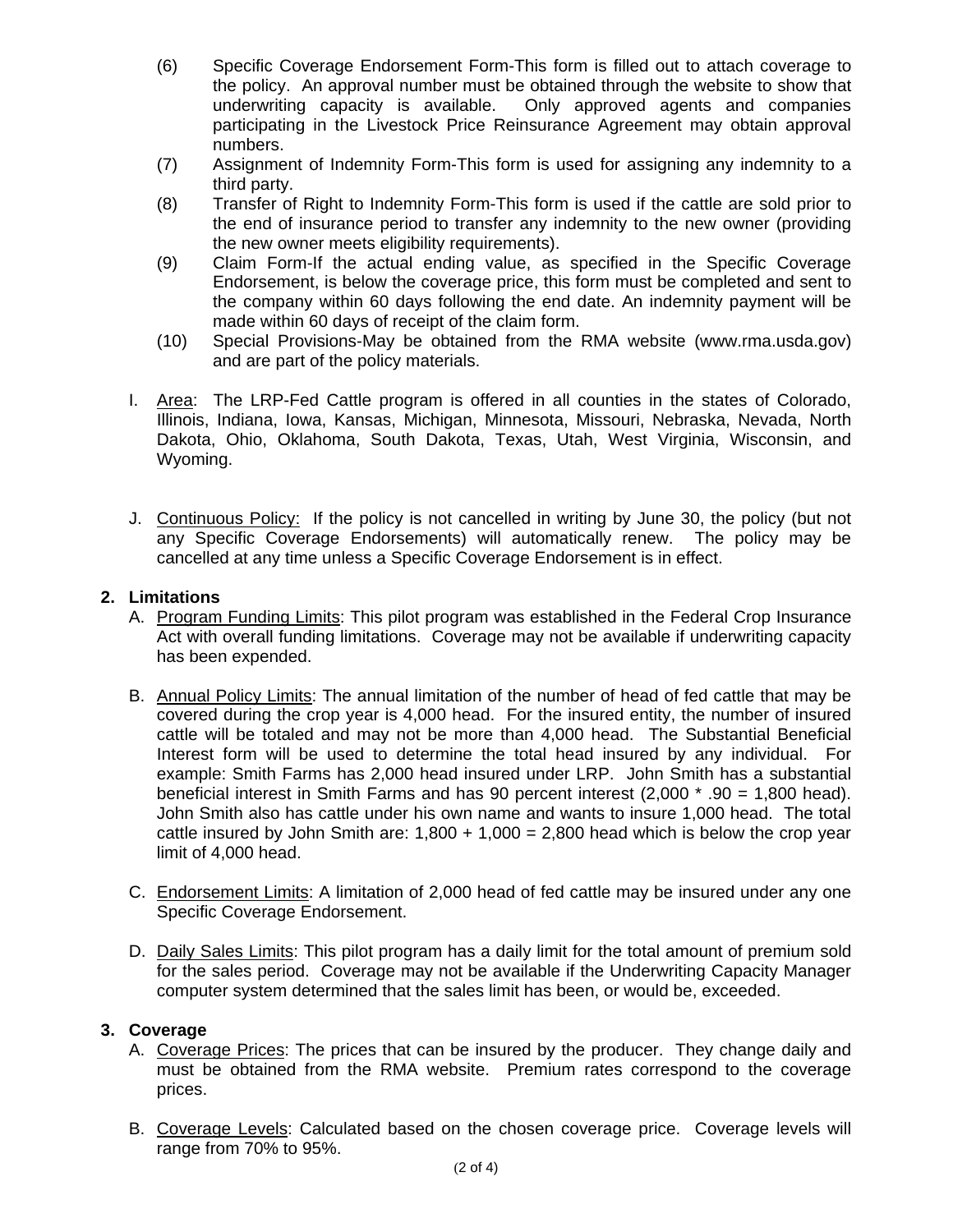(6) Specific Coverage Endorsement Form-This form is filled out to attach coverage to the policy. An approval number must be obtained through the website to show that underwriting capacity is available. Only approved agents and companies participating in the Livestock Price Reinsurance Agreement may obtain approval numbers.

(7) Assignment of Indemnity Form-This form is used for assigning any indemnity to a third party.

(8) Transfer of Right to Indemnity Form-This form is used if the cattle are sold prior to the end of insurance period to transfer any indemnity to the new owner (providing the new owner meets eligibility requirements).

(9) Claim Form-If the actual ending value, as specified in the Specific Coverage Endorsement, is below the coverage price, this form must be completed and sent to the company within 60 days following the end date. An indemnity payment will be made within 60 days of receipt of the claim form.

(10) Special Provisions-May be obtained from the RMA website (www.rma.usda.gov) and are part of the policy materials.

I. Area: The LRP-Fed Cattle program is offered in all counties in the states of Colorado, Illinois, Indiana, Iowa, Kansas, Michigan, Minnesota, Missouri, Nebraska, Nevada, North Dakota, Ohio, Oklahoma, South Dakota, Texas, Utah, West Virginia, Wisconsin, and Wyoming.

J. Continuous Policy: If the policy is not cancelled in writing by June 30, the policy (but not any Specific Coverage Endorsements) will automatically renew. The policy may be cancelled at any time unless a Specific Coverage Endorsement is in effect.

## 2. Limitations

A. Program Funding Limits: This pilot program was established in the Federal Crop Insurance Act with overall funding limitations. Coverage may not be available if underwriting capacity has been expended.

B. Annual Policy Limits: The annual limitation of the number of head of fed cattle that may be covered during the crop year is 4,000 head. For the insured entity, the number of insured cattle will be totaled and may not be more than 4,000 head. The Substantial Beneficial Interest form will be used to determine the total head insured by any individual. For example: Smith Farms has 2,000 head insured under LRP. John Smith has a substantial beneficial interest in Smith Farms and has 90 percent interest (2,000 * .90 = 1,800 head). John Smith also has cattle under his own name and wants to insure 1,000 head. The total cattle insured by John Smith are: 1,800 + 1,000 = 2,800 head which is below the crop year limit of 4,000 head.

C. Endorsement Limits: A limitation of 2,000 head of fed cattle may be insured under any one Specific Coverage Endorsement.

D. Daily Sales Limits: This pilot program has a daily limit for the total amount of premium sold for the sales period. Coverage may not be available if the Underwriting Capacity Manager computer system determined that the sales limit has been, or would be, exceeded.

## 3. Coverage

A. Coverage Prices: The prices that can be insured by the producer. They change daily and must be obtained from the RMA website. Premium rates correspond to the coverage prices.

B. Coverage Levels: Calculated based on the chosen coverage price. Coverage levels will range from 70% to 95%.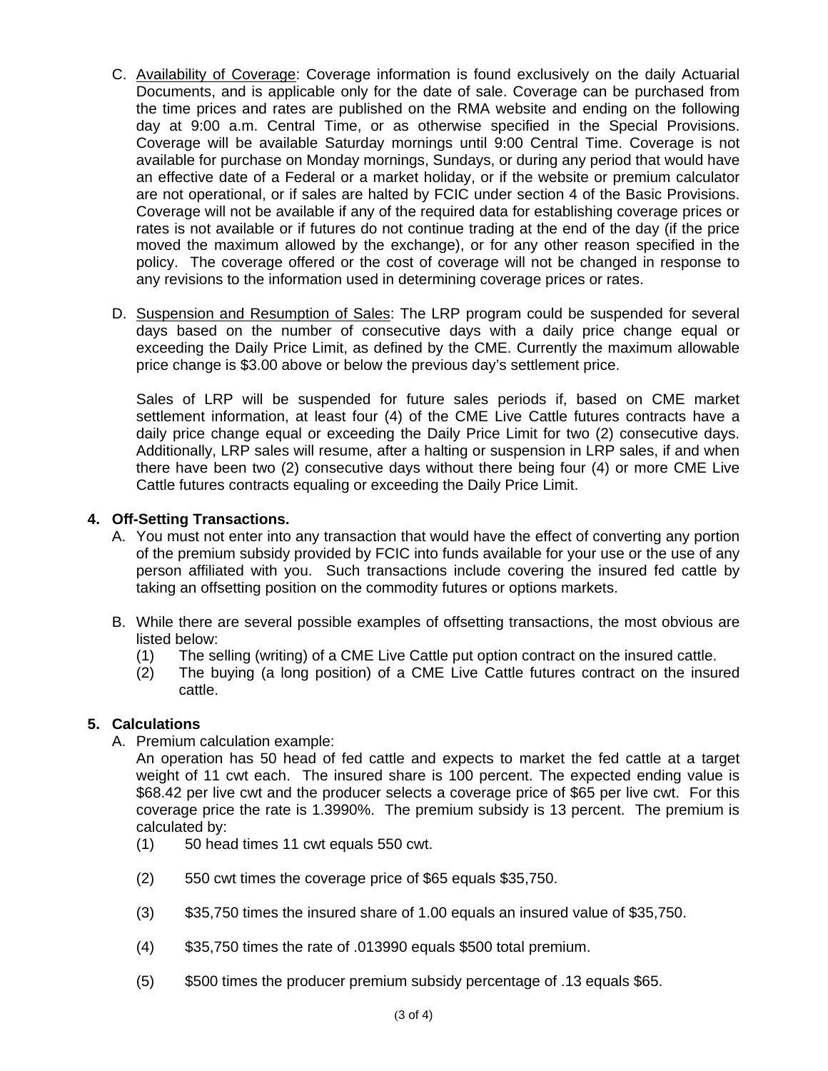C. Availability of Coverage: Coverage information is found exclusively on the daily Actuarial Documents, and is applicable only for the date of sale. Coverage can be purchased from the time prices and rates are published on the RMA website and ending on the following day at 9:00 a.m. Central Time, or as otherwise specified in the Special Provisions. Coverage will be available Saturday mornings until 9:00 Central Time. Coverage is not available for purchase on Monday mornings, Sundays, or during any period that would have an effective date of a Federal or a market holiday, or if the website or premium calculator are not operational, or if sales are halted by FCIC under section 4 of the Basic Provisions. Coverage will not be available if any of the required data for establishing coverage prices or rates is not available or if futures do not continue trading at the end of the day (if the price moved the maximum allowed by the exchange), or for any other reason specified in the policy. The coverage offered or the cost of coverage will not be changed in response to any revisions to the information used in determining coverage prices or rates.

D. Suspension and Resumption of Sales: The LRP program could be suspended for several days based on the number of consecutive days with a daily price change equal or exceeding the Daily Price Limit, as defined by the CME. Currently the maximum allowable price change is $3.00 above or below the previous day's settlement price.

   Sales of LRP will be suspended for future sales periods if, based on CME market settlement information, at least four (4) of the CME Live Cattle futures contracts have a daily price change equal or exceeding the Daily Price Limit for two (2) consecutive days. Additionally, LRP sales will resume, after a halting or suspension in LRP sales, if and when there have been two (2) consecutive days without there being four (4) or more CME Live Cattle futures contracts equaling or exceeding the Daily Price Limit.

**4. Off-Setting Transactions.**

A. You must not enter into any transaction that would have the effect of converting any portion of the premium subsidy provided by FCIC into funds available for your use or the use of any person affiliated with you. Such transactions include covering the insured fed cattle by taking an offsetting position on the commodity futures or options markets.

B. While there are several possible examples of offsetting transactions, the most obvious are listed below:
   (1) The selling (writing) of a CME Live Cattle put option contract on the insured cattle.
   (2) The buying (a long position) of a CME Live Cattle futures contract on the insured cattle.

**5. Calculations**

A. Premium calculation example:
   An operation has 50 head of fed cattle and expects to market the fed cattle at a target weight of 11 cwt each. The insured share is 100 percent. The expected ending value is $68.42 per live cwt and the producer selects a coverage price of $65 per live cwt. For this coverage price the rate is 1.3990%. The premium subsidy is 13 percent. The premium is calculated by:

   (1) 50 head times 11 cwt equals 550 cwt.

   (2) 550 cwt times the coverage price of $65 equals $35,750.

   (3) $35,750 times the insured share of 1.00 equals an insured value of $35,750.

   (4) $35,750 times the rate of .013990 equals $500 total premium.

   (5) $500 times the producer premium subsidy percentage of .13 equals $65.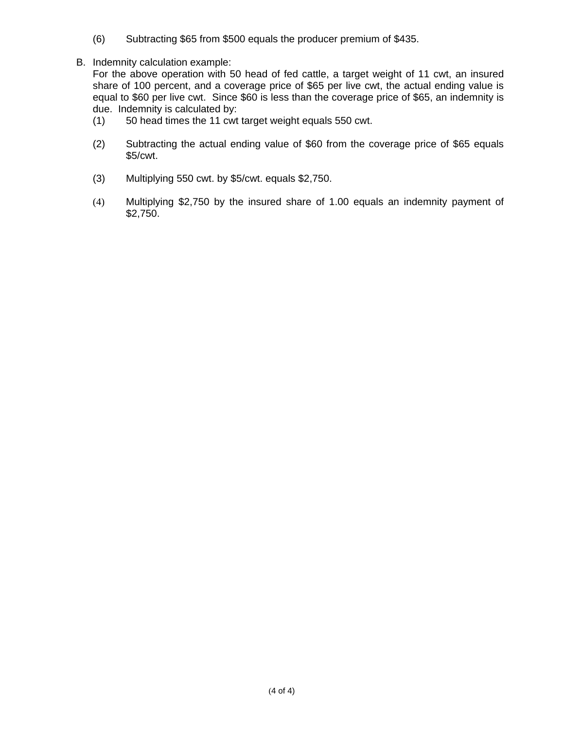(6) Subtracting $65 from $500 equals the producer premium of $435.

B. Indemnity calculation example:
   For the above operation with 50 head of fed cattle, a target weight of 11 cwt, an insured share of 100 percent, and a coverage price of $65 per live cwt, the actual ending value is equal to $60 per live cwt. Since $60 is less than the coverage price of $65, an indemnity is due. Indemnity is calculated by:

   (1) 50 head times the 11 cwt target weight equals 550 cwt.

   (2) Subtracting the actual ending value of $60 from the coverage price of $65 equals $5/cwt.

   (3) Multiplying 550 cwt. by $5/cwt. equals $2,750.

   (4) Multiplying $2,750 by the insured share of 1.00 equals an indemnity payment of $2,750.